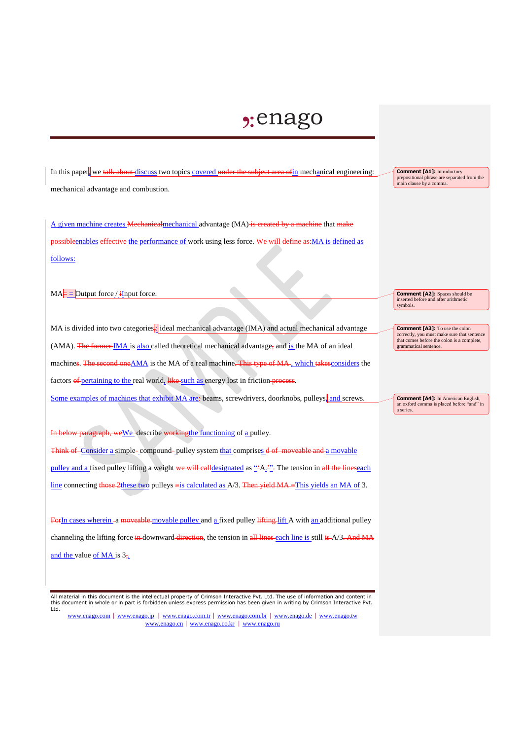In this paper, we ~~talk about~~ discuss two topics covered ~~under the subject area of~~ in mechanical engineering: mechanical advantage and combustion.

A given machine creates ~~Mechanical~~ mechanical advantage (MA) ~~is created by a machine~~ that ~~make possible~~ enables ~~effective~~ the performance of work using less force. ~~We will define as:~~ MA is defined as follows:

MA ~~=~~ = Output force / ~~i~~Input force.

MA is divided into two categories~~;~~: ideal mechanical advantage (IMA) and actual mechanical advantage (AMA). ~~The former~~ IMA is also called theoretical mechanical advantage~~,~~ and is the MA of an ideal machine~~s~~. ~~The second one~~ AMA is the MA of a real machine~~. This type of MA~~, which ~~takes~~ considers the factors ~~of~~ pertaining to the real world, ~~like~~ such as energy lost in friction ~~process~~.

Some examples of machines that exhibit MA are~~;~~: beams, screwdrivers, doorknobs, pulleys, and screws.

~~In below paragraph, we~~ We describe ~~working~~ the functioning of a pulley.

~~Think of~~ Consider a simple~~-~~ compound~~-~~ pulley system that comprises~~d of moveable and~~ a movable pulley and a fixed pulley lifting a weight ~~we will call~~ designated as ~~"~~"A.~~"~~". The tension in ~~all the lines~~ each line connecting ~~those 2~~ these two pulleys ~~=~~ is calculated as A/3. ~~Then yield MA =~~ This yields an MA of 3.

~~For~~ In cases wherein ~~a~~ ~~moveable~~ movable pulley and a fixed pulley ~~lifting~~ lift A with an additional pulley channeling the lifting force ~~in~~ downward ~~direction~~, the tension in ~~all lines~~ each line is still ~~is~~ A/3~~. And MA~~ and the value of MA is 3~~,~~.

> **Comment [A1]:** Introductory prepositional phrase are separated from the main clause by a comma.

> **Comment [A2]:** Spaces should be inserted before and after arithmetic symbols.

> **Comment [A3]:** To use the colon correctly, you must make sure that sentence that comes before the colon is a complete, grammatical sentence.

> **Comment [A4]:** In American English, an oxford comma is placed before "and" in a series.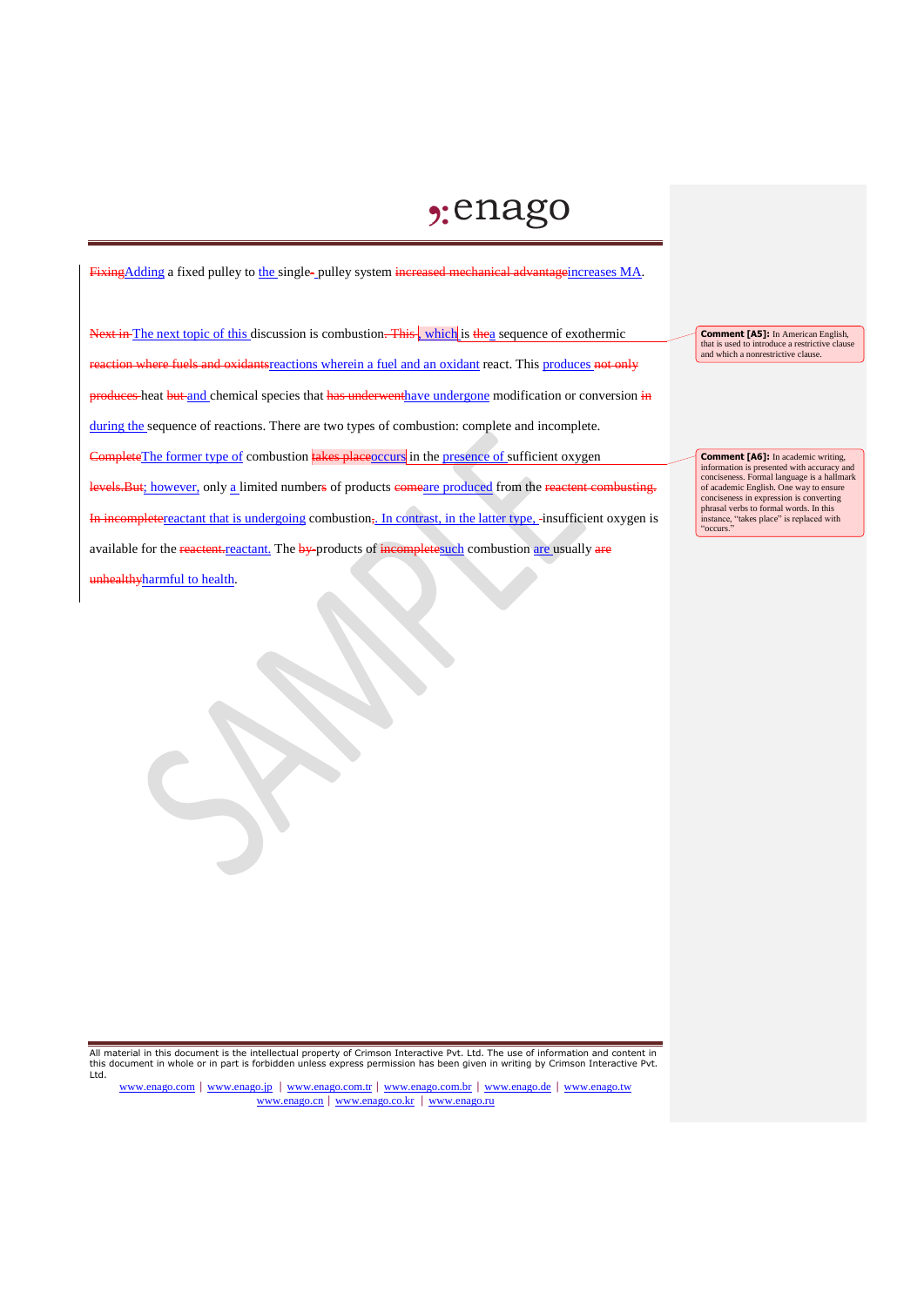FixingAdding a fixed pulley to the single- pulley system increased mechanical advantageincreases MA.

Next in The next topic of this discussion is combustion. This , which is thea sequence of exothermic reaction where fuels and oxidantsreactions wherein a fuel and an oxidant react. This produces not only produces heat but and chemical species that has underwenthave undergone modification or conversion in during the sequence of reactions. There are two types of combustion: complete and incomplete. CompleteThe former type of combustion takes placeoccurs in the presence of sufficient oxygen levels.But; however, only a limited numbers of products comeare produced from the reactent combusting. In incompletereactant that is undergoing combustion,. In contrast, in the latter type, -insufficient oxygen is available for the reactent.reactant. The by-products of incompletesuch combustion are usually are unhealthyharmful to health.

**Comment [A5]:** In American English, that is used to introduce a restrictive clause and which a nonrestrictive clause.

**Comment [A6]:** In academic writing, information is presented with accuracy and conciseness. Formal language is a hallmark of academic English. One way to ensure conciseness in expression is converting phrasal verbs to formal words. In this instance, "takes place" is replaced with "occurs."

All material in this document is the intellectual property of Crimson Interactive Pvt. Ltd. The use of information and content in this document in whole or in part is forbidden unless express permission has been given in writing by Crimson Interactive Pvt. Ltd.

www.enago.com | www.enago.jp | www.enago.com.tr | www.enago.com.br | www.enago.de | www.enago.tw
www.enago.cn | www.enago.co.kr | www.enago.ru